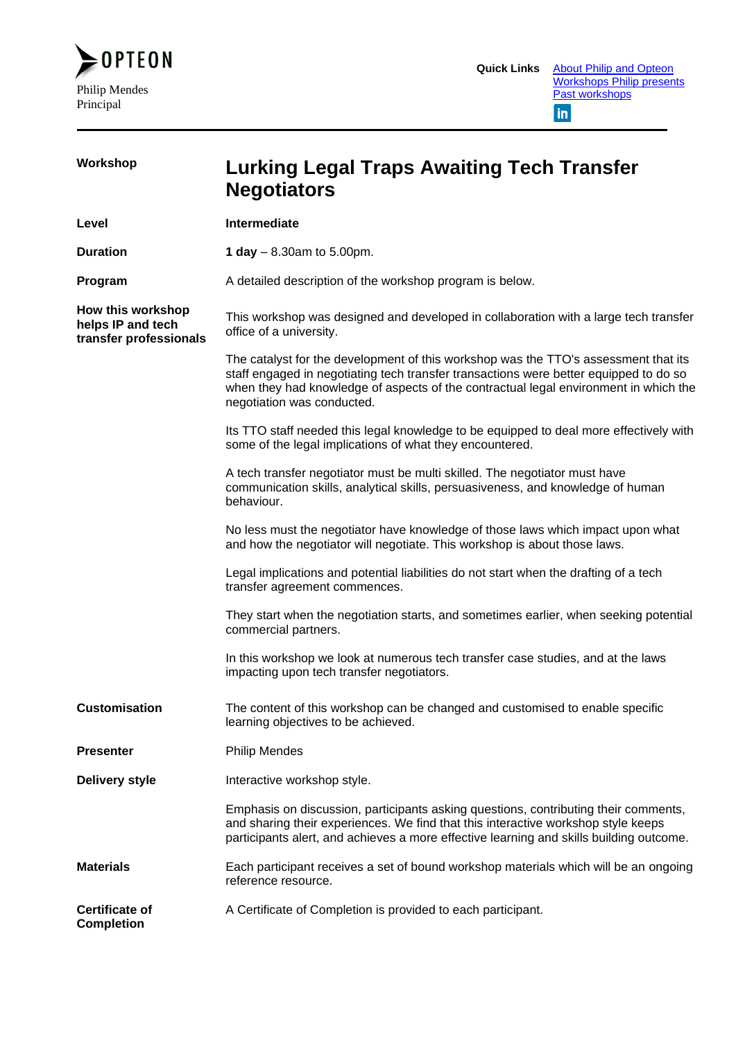OPTEON

Philip Mendes
Principal

**Quick Links** [About Philip and Opteon](#) [Workshops Philip presents](#) [Past workshops](#)

| | |
|---|---|
| **Workshop** | **Lurking Legal Traps Awaiting Tech Transfer Negotiators** |
| **Level** | **Intermediate** |
| **Duration** | **1 day** – 8.30am to 5.00pm. |
| **Program** | A detailed description of the workshop program is below. |
| **How this workshop helps IP and tech transfer professionals** | This workshop was designed and developed in collaboration with a large tech transfer office of a university.<br><br>The catalyst for the development of this workshop was the TTO's assessment that its staff engaged in negotiating tech transfer transactions were better equipped to do so when they had knowledge of aspects of the contractual legal environment in which the negotiation was conducted.<br><br>Its TTO staff needed this legal knowledge to be equipped to deal more effectively with some of the legal implications of what they encountered.<br><br>A tech transfer negotiator must be multi skilled. The negotiator must have communication skills, analytical skills, persuasiveness, and knowledge of human behaviour.<br><br>No less must the negotiator have knowledge of those laws which impact upon what and how the negotiator will negotiate. This workshop is about those laws.<br><br>Legal implications and potential liabilities do not start when the drafting of a tech transfer agreement commences.<br><br>They start when the negotiation starts, and sometimes earlier, when seeking potential commercial partners.<br><br>In this workshop we look at numerous tech transfer case studies, and at the laws impacting upon tech transfer negotiators. |
| **Customisation** | The content of this workshop can be changed and customised to enable specific learning objectives to be achieved. |
| **Presenter** | Philip Mendes |
| **Delivery style** | Interactive workshop style.<br><br>Emphasis on discussion, participants asking questions, contributing their comments, and sharing their experiences. We find that this interactive workshop style keeps participants alert, and achieves a more effective learning and skills building outcome. |
| **Materials** | Each participant receives a set of bound workshop materials which will be an ongoing reference resource. |
| **Certificate of Completion** | A Certificate of Completion is provided to each participant. |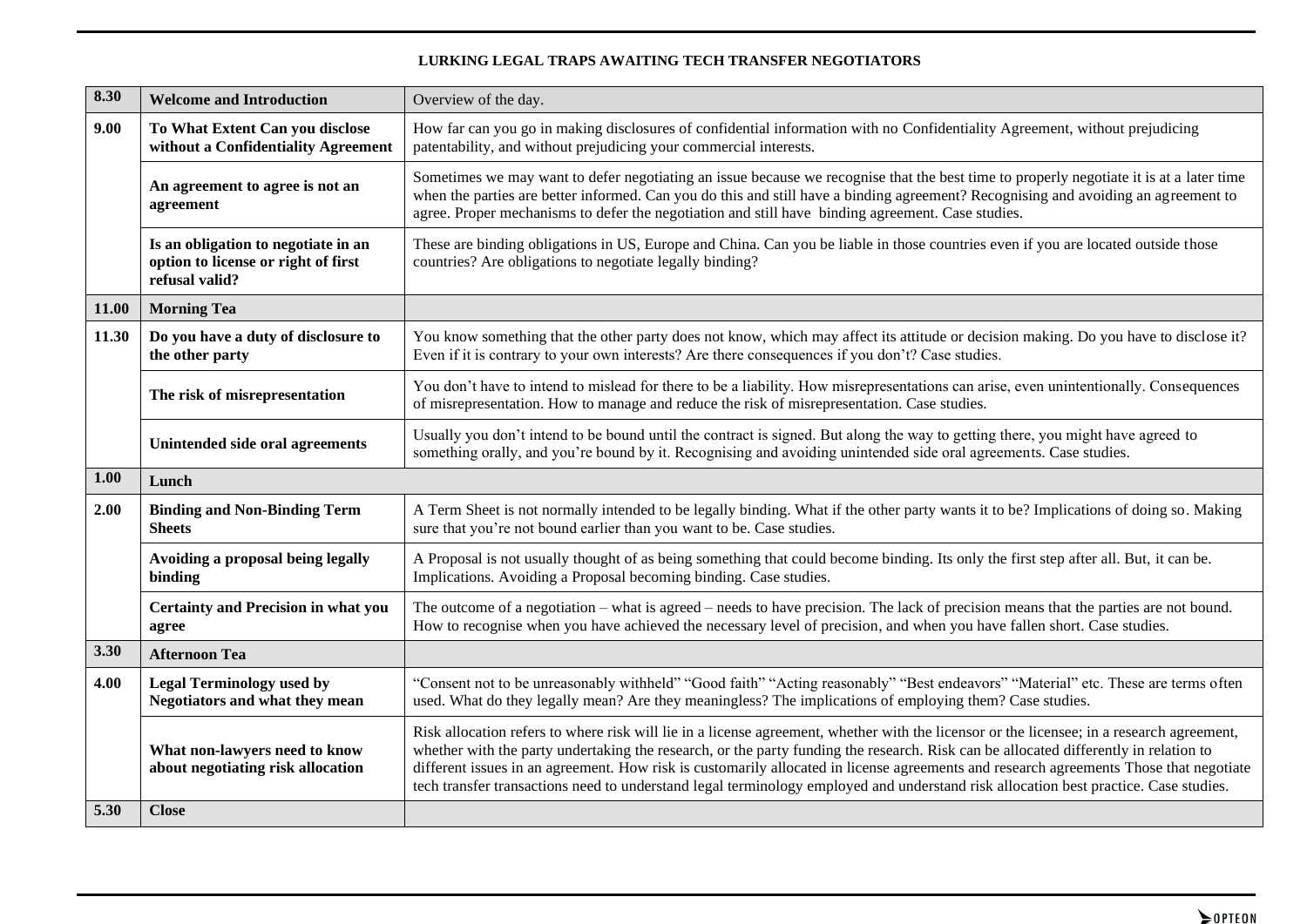**LURKING LEGAL TRAPS AWAITING TECH TRANSFER NEGOTIATORS**

| | | |
|---|---|---|
| **8.30** | **Welcome and Introduction** | Overview of the day. |
| **9.00** | **To What Extent Can you disclose without a Confidentiality Agreement** | How far can you go in making disclosures of confidential information with no Confidentiality Agreement, without prejudicing patentability, and without prejudicing your commercial interests. |
| | **An agreement to agree is not an agreement** | Sometimes we may want to defer negotiating an issue because we recognise that the best time to properly negotiate it is at a later time when the parties are better informed. Can you do this and still have a binding agreement? Recognising and avoiding an agreement to agree. Proper mechanisms to defer the negotiation and still have binding agreement. Case studies. |
| | **Is an obligation to negotiate in an option to license or right of first refusal valid?** | These are binding obligations in US, Europe and China. Can you be liable in those countries even if you are located outside those countries? Are obligations to negotiate legally binding? |
| **11.00** | **Morning Tea** | |
| **11.30** | **Do you have a duty of disclosure to the other party** | You know something that the other party does not know, which may affect its attitude or decision making. Do you have to disclose it? Even if it is contrary to your own interests? Are there consequences if you don't? Case studies. |
| | **The risk of misrepresentation** | You don't have to intend to mislead for there to be a liability. How misrepresentations can arise, even unintentionally. Consequences of misrepresentation. How to manage and reduce the risk of misrepresentation. Case studies. |
| | **Unintended side oral agreements** | Usually you don't intend to be bound until the contract is signed. But along the way to getting there, you might have agreed to something orally, and you're bound by it. Recognising and avoiding unintended side oral agreements. Case studies. |
| **1.00** | **Lunch** | |
| **2.00** | **Binding and Non-Binding Term Sheets** | A Term Sheet is not normally intended to be legally binding. What if the other party wants it to be? Implications of doing so. Making sure that you're not bound earlier than you want to be. Case studies. |
| | **Avoiding a proposal being legally binding** | A Proposal is not usually thought of as being something that could become binding. Its only the first step after all. But, it can be. Implications. Avoiding a Proposal becoming binding. Case studies. |
| | **Certainty and Precision in what you agree** | The outcome of a negotiation – what is agreed – needs to have precision. The lack of precision means that the parties are not bound. How to recognise when you have achieved the necessary level of precision, and when you have fallen short. Case studies. |
| **3.30** | **Afternoon Tea** | |
| **4.00** | **Legal Terminology used by Negotiators and what they mean** | "Consent not to be unreasonably withheld" "Good faith" "Acting reasonably" "Best endeavors" "Material" etc. These are terms often used. What do they legally mean? Are they meaningless? The implications of employing them? Case studies. |
| | **What non-lawyers need to know about negotiating risk allocation** | Risk allocation refers to where risk will lie in a license agreement, whether with the licensor or the licensee; in a research agreement, whether with the party undertaking the research, or the party funding the research. Risk can be allocated differently in relation to different issues in an agreement. How risk is customarily allocated in license agreements and research agreements Those that negotiate tech transfer transactions need to understand legal terminology employed and understand risk allocation best practice. Case studies. |
| **5.30** | **Close** | |